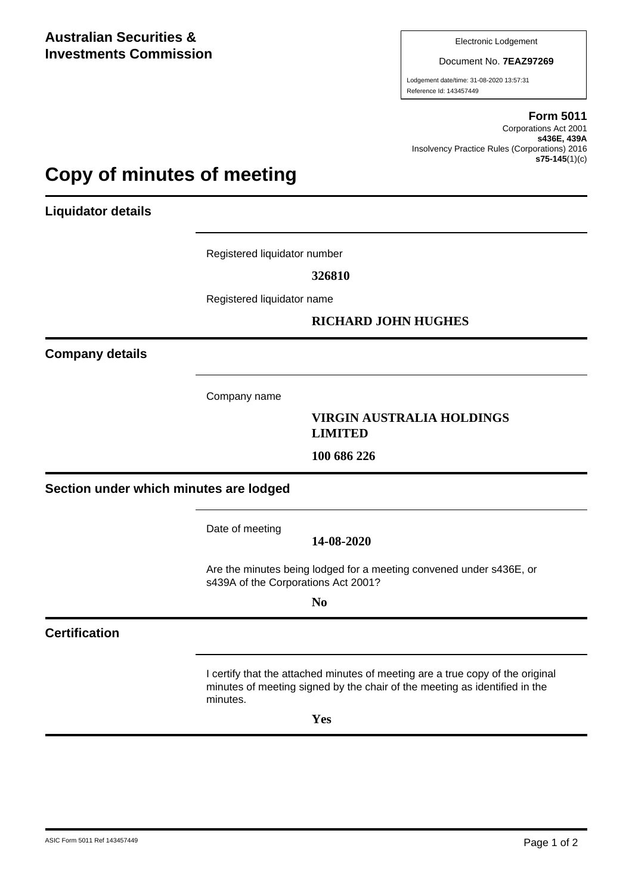**Australian Securities & Investments Commission**

Electronic Lodgement

Document No. **7EAZ97269**

Lodgement date/time: 31-08-2020 13:57:31

Reference Id: 143457449

**Form 5011**

Corporations Act 2001

**s436E, 439A**

Insolvency Practice Rules (Corporations) 2016

**s75-145**(1)(c)

# Copy of minutes of meeting

## Liquidator details

Registered liquidator number

**326810**

Registered liquidator name

**RICHARD JOHN HUGHES**

## Company details

Company name

**VIRGIN AUSTRALIA HOLDINGS LIMITED**

**100 686 226**

## Section under which minutes are lodged

Date of meeting

**14-08-2020**

Are the minutes being lodged for a meeting convened under s436E, or s439A of the Corporations Act 2001?

**No**

## Certification

I certify that the attached minutes of meeting are a true copy of the original minutes of meeting signed by the chair of the meeting as identified in the minutes.

**Yes**

ASIC Form 5011 Ref 143457449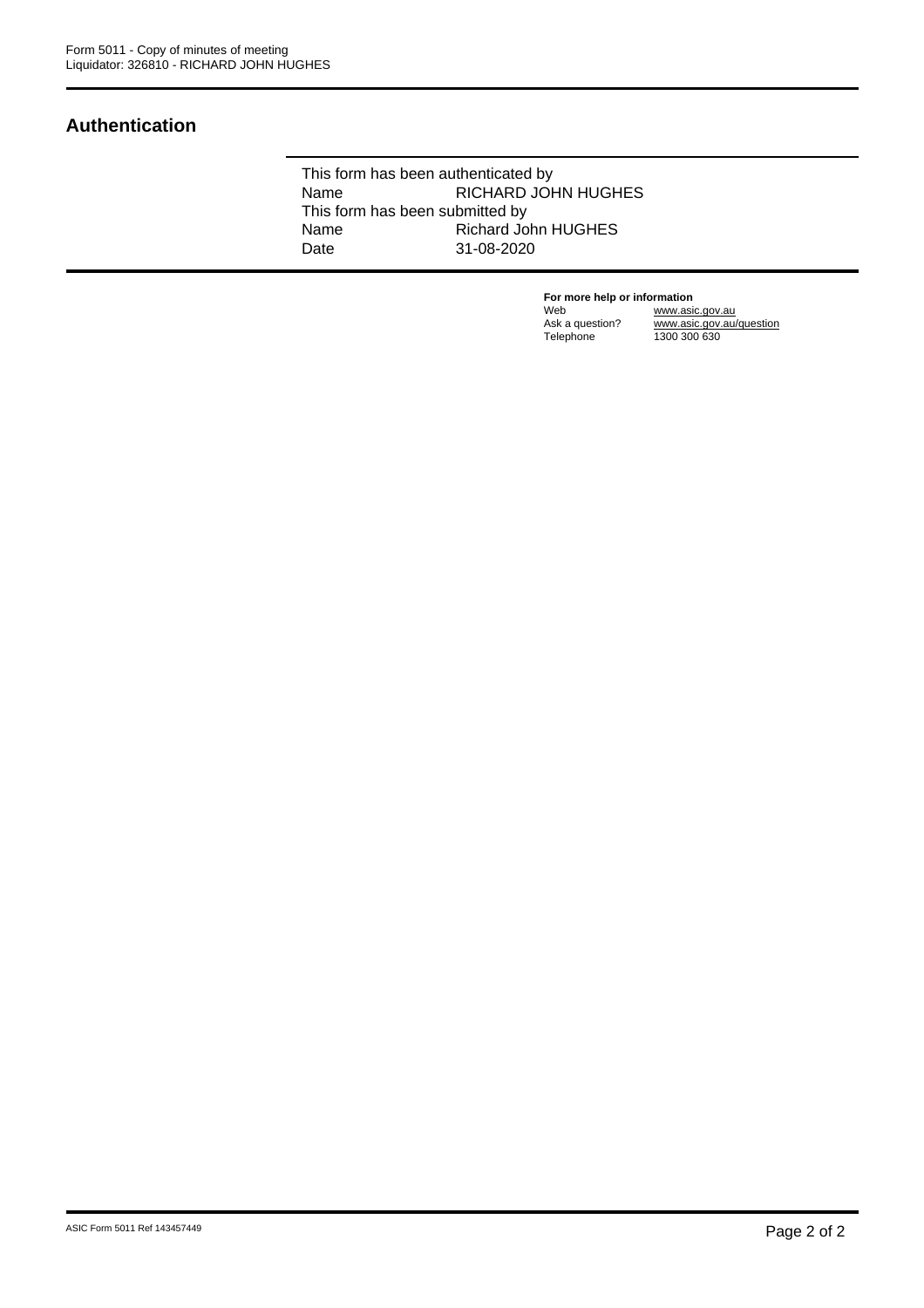## Authentication

This form has been authenticated by

| | |
|---|---|
| Name | RICHARD JOHN HUGHES |

This form has been submitted by

| | |
|---|---|
| Name | Richard John HUGHES |
| Date | 31-08-2020 |

**For more help or information**

| | |
|---|---|
| Web | www.asic.gov.au |
| Ask a question? | www.asic.gov.au/question |
| Telephone | 1300 300 630 |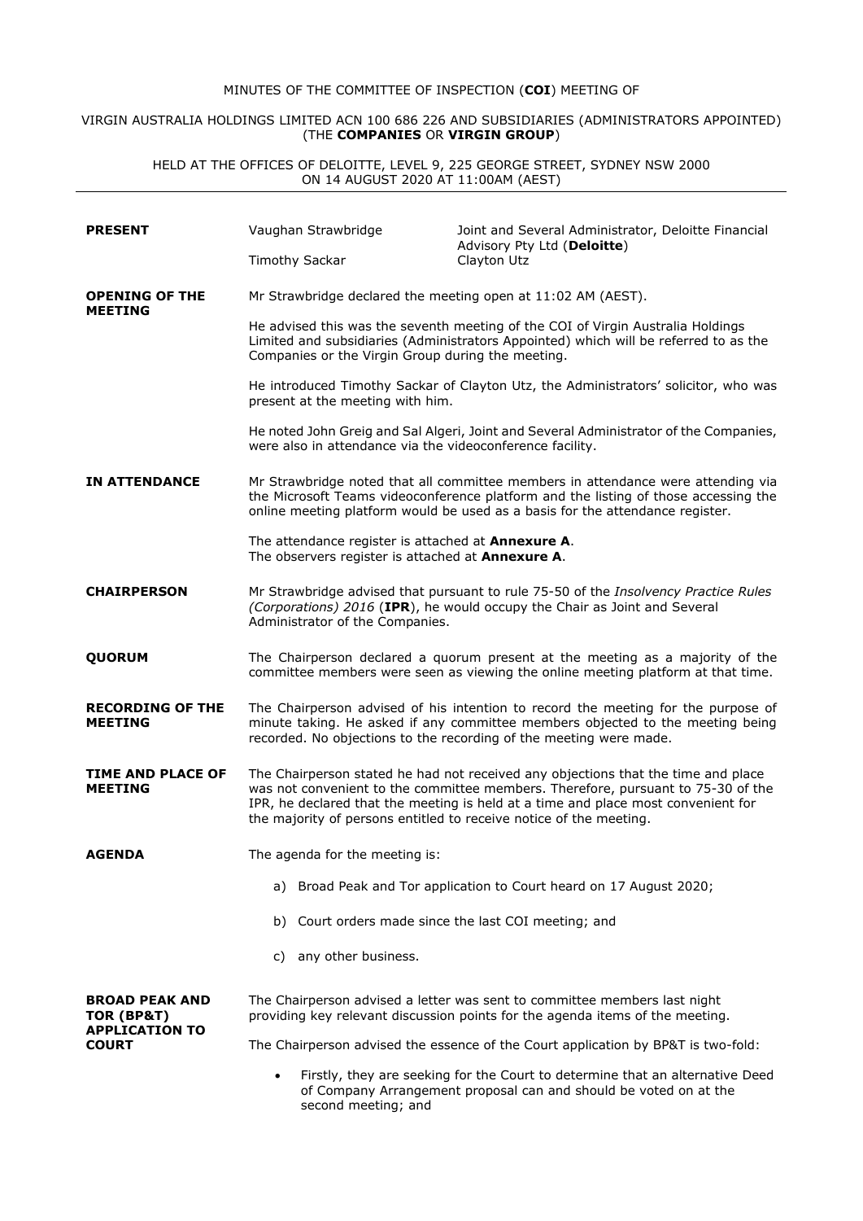MINUTES OF THE COMMITTEE OF INSPECTION (**COI**) MEETING OF

VIRGIN AUSTRALIA HOLDINGS LIMITED ACN 100 686 226 AND SUBSIDIARIES (ADMINISTRATORS APPOINTED) (THE **COMPANIES** OR **VIRGIN GROUP**)

HELD AT THE OFFICES OF DELOITTE, LEVEL 9, 225 GEORGE STREET, SYDNEY NSW 2000 ON 14 AUGUST 2020 AT 11:00AM (AEST)

---

**PRESENT**

| | |
|---|---|
| Vaughan Strawbridge | Joint and Several Administrator, Deloitte Financial Advisory Pty Ltd (**Deloitte**) |
| Timothy Sackar | Clayton Utz |

**OPENING OF THE MEETING**

Mr Strawbridge declared the meeting open at 11:02 AM (AEST).

He advised this was the seventh meeting of the COI of Virgin Australia Holdings Limited and subsidiaries (Administrators Appointed) which will be referred to as the Companies or the Virgin Group during the meeting.

He introduced Timothy Sackar of Clayton Utz, the Administrators' solicitor, who was present at the meeting with him.

He noted John Greig and Sal Algeri, Joint and Several Administrator of the Companies, were also in attendance via the videoconference facility.

**IN ATTENDANCE**

Mr Strawbridge noted that all committee members in attendance were attending via the Microsoft Teams videoconference platform and the listing of those accessing the online meeting platform would be used as a basis for the attendance register.

The attendance register is attached at **Annexure A**.
The observers register is attached at **Annexure A**.

**CHAIRPERSON**

Mr Strawbridge advised that pursuant to rule 75-50 of the *Insolvency Practice Rules (Corporations) 2016* (**IPR**), he would occupy the Chair as Joint and Several Administrator of the Companies.

**QUORUM**

The Chairperson declared a quorum present at the meeting as a majority of the committee members were seen as viewing the online meeting platform at that time.

**RECORDING OF THE MEETING**

The Chairperson advised of his intention to record the meeting for the purpose of minute taking. He asked if any committee members objected to the meeting being recorded. No objections to the recording of the meeting were made.

**TIME AND PLACE OF MEETING**

The Chairperson stated he had not received any objections that the time and place was not convenient to the committee members. Therefore, pursuant to 75-30 of the IPR, he declared that the meeting is held at a time and place most convenient for the majority of persons entitled to receive notice of the meeting.

**AGENDA**

The agenda for the meeting is:

a) Broad Peak and Tor application to Court heard on 17 August 2020;

b) Court orders made since the last COI meeting; and

c) any other business.

**BROAD PEAK AND TOR (BP&T) APPLICATION TO COURT**

The Chairperson advised a letter was sent to committee members last night providing key relevant discussion points for the agenda items of the meeting.

The Chairperson advised the essence of the Court application by BP&T is two-fold:

- Firstly, they are seeking for the Court to determine that an alternative Deed of Company Arrangement proposal can and should be voted on at the second meeting; and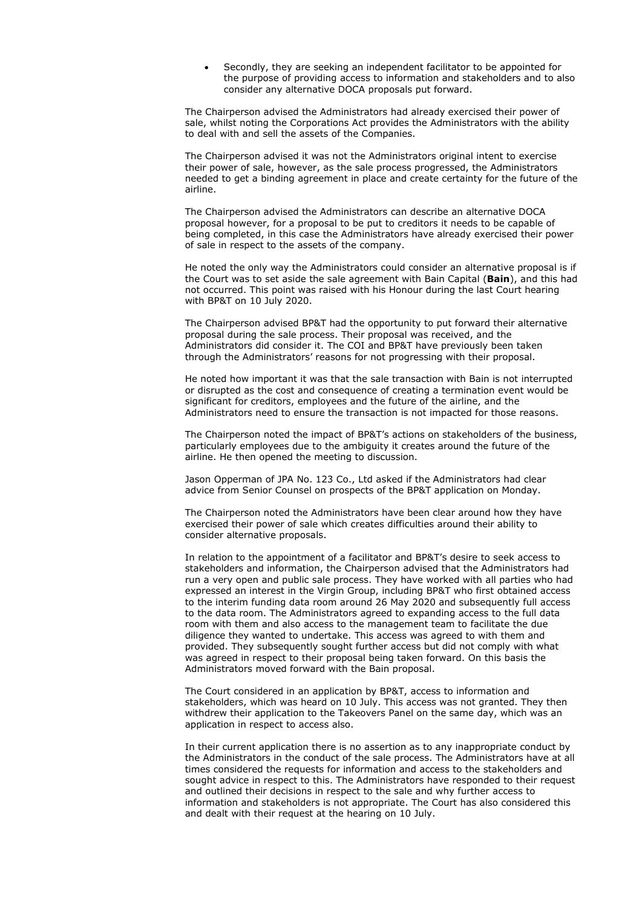- Secondly, they are seeking an independent facilitator to be appointed for the purpose of providing access to information and stakeholders and to also consider any alternative DOCA proposals put forward.

The Chairperson advised the Administrators had already exercised their power of sale, whilst noting the Corporations Act provides the Administrators with the ability to deal with and sell the assets of the Companies.

The Chairperson advised it was not the Administrators original intent to exercise their power of sale, however, as the sale process progressed, the Administrators needed to get a binding agreement in place and create certainty for the future of the airline.

The Chairperson advised the Administrators can describe an alternative DOCA proposal however, for a proposal to be put to creditors it needs to be capable of being completed, in this case the Administrators have already exercised their power of sale in respect to the assets of the company.

He noted the only way the Administrators could consider an alternative proposal is if the Court was to set aside the sale agreement with Bain Capital (**Bain**), and this had not occurred. This point was raised with his Honour during the last Court hearing with BP&T on 10 July 2020.

The Chairperson advised BP&T had the opportunity to put forward their alternative proposal during the sale process. Their proposal was received, and the Administrators did consider it. The COI and BP&T have previously been taken through the Administrators' reasons for not progressing with their proposal.

He noted how important it was that the sale transaction with Bain is not interrupted or disrupted as the cost and consequence of creating a termination event would be significant for creditors, employees and the future of the airline, and the Administrators need to ensure the transaction is not impacted for those reasons.

The Chairperson noted the impact of BP&T's actions on stakeholders of the business, particularly employees due to the ambiguity it creates around the future of the airline. He then opened the meeting to discussion.

Jason Opperman of JPA No. 123 Co., Ltd asked if the Administrators had clear advice from Senior Counsel on prospects of the BP&T application on Monday.

The Chairperson noted the Administrators have been clear around how they have exercised their power of sale which creates difficulties around their ability to consider alternative proposals.

In relation to the appointment of a facilitator and BP&T's desire to seek access to stakeholders and information, the Chairperson advised that the Administrators had run a very open and public sale process. They have worked with all parties who had expressed an interest in the Virgin Group, including BP&T who first obtained access to the interim funding data room around 26 May 2020 and subsequently full access to the data room. The Administrators agreed to expanding access to the full data room with them and also access to the management team to facilitate the due diligence they wanted to undertake. This access was agreed to with them and provided. They subsequently sought further access but did not comply with what was agreed in respect to their proposal being taken forward. On this basis the Administrators moved forward with the Bain proposal.

The Court considered in an application by BP&T, access to information and stakeholders, which was heard on 10 July. This access was not granted. They then withdrew their application to the Takeovers Panel on the same day, which was an application in respect to access also.

In their current application there is no assertion as to any inappropriate conduct by the Administrators in the conduct of the sale process. The Administrators have at all times considered the requests for information and access to the stakeholders and sought advice in respect to this. The Administrators have responded to their request and outlined their decisions in respect to the sale and why further access to information and stakeholders is not appropriate. The Court has also considered this and dealt with their request at the hearing on 10 July.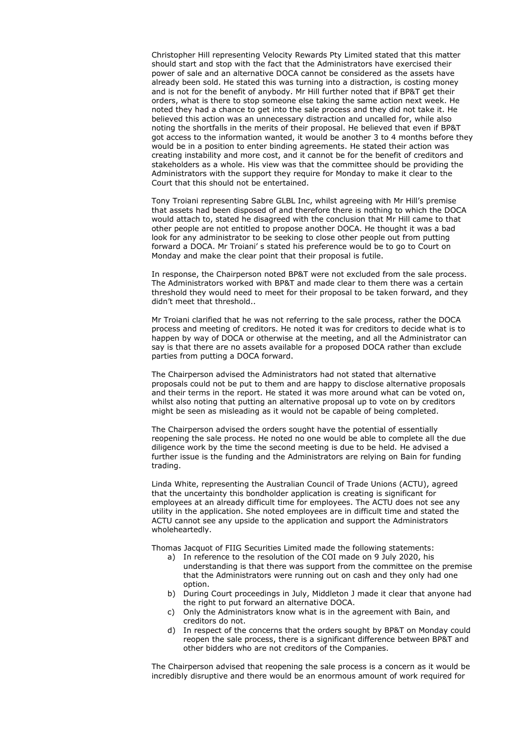Christopher Hill representing Velocity Rewards Pty Limited stated that this matter should start and stop with the fact that the Administrators have exercised their power of sale and an alternative DOCA cannot be considered as the assets have already been sold. He stated this was turning into a distraction, is costing money and is not for the benefit of anybody. Mr Hill further noted that if BP&T get their orders, what is there to stop someone else taking the same action next week. He noted they had a chance to get into the sale process and they did not take it. He believed this action was an unnecessary distraction and uncalled for, while also noting the shortfalls in the merits of their proposal. He believed that even if BP&T got access to the information wanted, it would be another 3 to 4 months before they would be in a position to enter binding agreements. He stated their action was creating instability and more cost, and it cannot be for the benefit of creditors and stakeholders as a whole. His view was that the committee should be providing the Administrators with the support they require for Monday to make it clear to the Court that this should not be entertained.

Tony Troiani representing Sabre GLBL Inc, whilst agreeing with Mr Hill's premise that assets had been disposed of and therefore there is nothing to which the DOCA would attach to, stated he disagreed with the conclusion that Mr Hill came to that other people are not entitled to propose another DOCA. He thought it was a bad look for any administrator to be seeking to close other people out from putting forward a DOCA. Mr Troiani' s stated his preference would be to go to Court on Monday and make the clear point that their proposal is futile.

In response, the Chairperson noted BP&T were not excluded from the sale process. The Administrators worked with BP&T and made clear to them there was a certain threshold they would need to meet for their proposal to be taken forward, and they didn't meet that threshold..

Mr Troiani clarified that he was not referring to the sale process, rather the DOCA process and meeting of creditors. He noted it was for creditors to decide what is to happen by way of DOCA or otherwise at the meeting, and all the Administrator can say is that there are no assets available for a proposed DOCA rather than exclude parties from putting a DOCA forward.

The Chairperson advised the Administrators had not stated that alternative proposals could not be put to them and are happy to disclose alternative proposals and their terms in the report. He stated it was more around what can be voted on, whilst also noting that putting an alternative proposal up to vote on by creditors might be seen as misleading as it would not be capable of being completed.

The Chairperson advised the orders sought have the potential of essentially reopening the sale process. He noted no one would be able to complete all the due diligence work by the time the second meeting is due to be held. He advised a further issue is the funding and the Administrators are relying on Bain for funding trading.

Linda White, representing the Australian Council of Trade Unions (ACTU), agreed that the uncertainty this bondholder application is creating is significant for employees at an already difficult time for employees. The ACTU does not see any utility in the application. She noted employees are in difficult time and stated the ACTU cannot see any upside to the application and support the Administrators wholeheartedly.

Thomas Jacquot of FIIG Securities Limited made the following statements:

a) In reference to the resolution of the COI made on 9 July 2020, his understanding is that there was support from the committee on the premise that the Administrators were running out on cash and they only had one option.
b) During Court proceedings in July, Middleton J made it clear that anyone had the right to put forward an alternative DOCA.
c) Only the Administrators know what is in the agreement with Bain, and creditors do not.
d) In respect of the concerns that the orders sought by BP&T on Monday could reopen the sale process, there is a significant difference between BP&T and other bidders who are not creditors of the Companies.

The Chairperson advised that reopening the sale process is a concern as it would be incredibly disruptive and there would be an enormous amount of work required for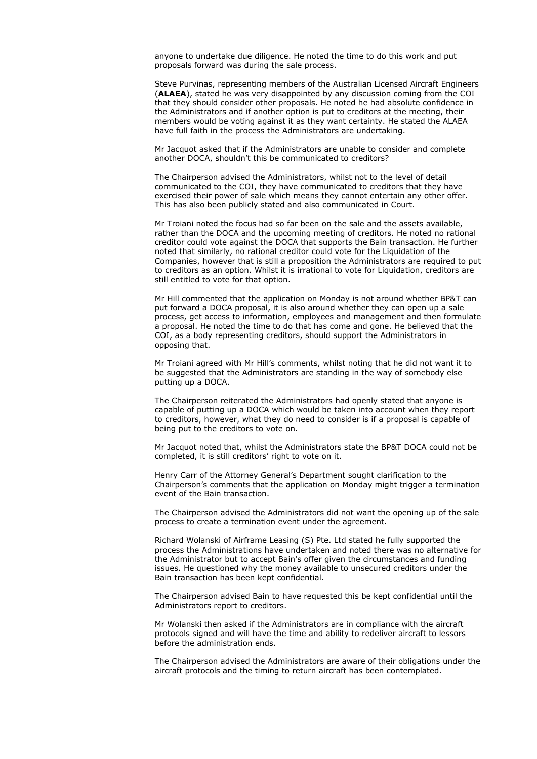anyone to undertake due diligence. He noted the time to do this work and put proposals forward was during the sale process.

Steve Purvinas, representing members of the Australian Licensed Aircraft Engineers (**ALAEA**), stated he was very disappointed by any discussion coming from the COI that they should consider other proposals. He noted he had absolute confidence in the Administrators and if another option is put to creditors at the meeting, their members would be voting against it as they want certainty. He stated the ALAEA have full faith in the process the Administrators are undertaking.

Mr Jacquot asked that if the Administrators are unable to consider and complete another DOCA, shouldn't this be communicated to creditors?

The Chairperson advised the Administrators, whilst not to the level of detail communicated to the COI, they have communicated to creditors that they have exercised their power of sale which means they cannot entertain any other offer. This has also been publicly stated and also communicated in Court.

Mr Troiani noted the focus had so far been on the sale and the assets available, rather than the DOCA and the upcoming meeting of creditors. He noted no rational creditor could vote against the DOCA that supports the Bain transaction. He further noted that similarly, no rational creditor could vote for the Liquidation of the Companies, however that is still a proposition the Administrators are required to put to creditors as an option. Whilst it is irrational to vote for Liquidation, creditors are still entitled to vote for that option.

Mr Hill commented that the application on Monday is not around whether BP&T can put forward a DOCA proposal, it is also around whether they can open up a sale process, get access to information, employees and management and then formulate a proposal. He noted the time to do that has come and gone. He believed that the COI, as a body representing creditors, should support the Administrators in opposing that.

Mr Troiani agreed with Mr Hill's comments, whilst noting that he did not want it to be suggested that the Administrators are standing in the way of somebody else putting up a DOCA.

The Chairperson reiterated the Administrators had openly stated that anyone is capable of putting up a DOCA which would be taken into account when they report to creditors, however, what they do need to consider is if a proposal is capable of being put to the creditors to vote on.

Mr Jacquot noted that, whilst the Administrators state the BP&T DOCA could not be completed, it is still creditors' right to vote on it.

Henry Carr of the Attorney General's Department sought clarification to the Chairperson's comments that the application on Monday might trigger a termination event of the Bain transaction.

The Chairperson advised the Administrators did not want the opening up of the sale process to create a termination event under the agreement.

Richard Wolanski of Airframe Leasing (S) Pte. Ltd stated he fully supported the process the Administrations have undertaken and noted there was no alternative for the Administrator but to accept Bain's offer given the circumstances and funding issues. He questioned why the money available to unsecured creditors under the Bain transaction has been kept confidential.

The Chairperson advised Bain to have requested this be kept confidential until the Administrators report to creditors.

Mr Wolanski then asked if the Administrators are in compliance with the aircraft protocols signed and will have the time and ability to redeliver aircraft to lessors before the administration ends.

The Chairperson advised the Administrators are aware of their obligations under the aircraft protocols and the timing to return aircraft has been contemplated.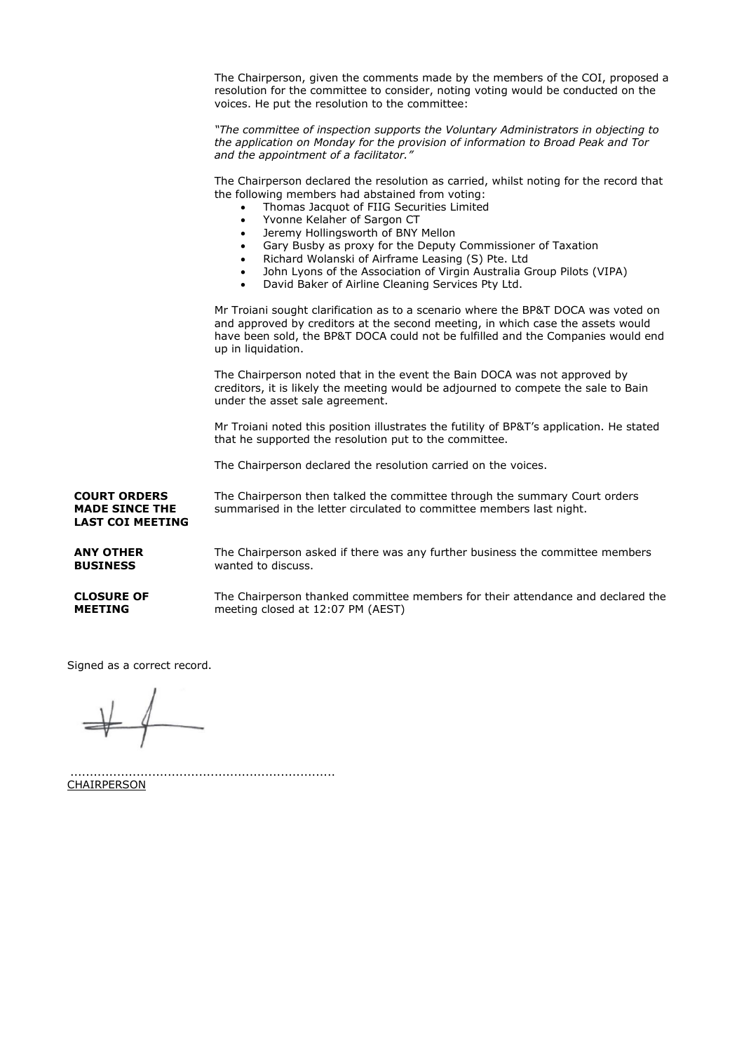The Chairperson, given the comments made by the members of the COI, proposed a resolution for the committee to consider, noting voting would be conducted on the voices. He put the resolution to the committee:

*"The committee of inspection supports the Voluntary Administrators in objecting to the application on Monday for the provision of information to Broad Peak and Tor and the appointment of a facilitator."*

The Chairperson declared the resolution as carried, whilst noting for the record that the following members had abstained from voting:

- Thomas Jacquot of FIIG Securities Limited
- Yvonne Kelaher of Sargon CT
- Jeremy Hollingsworth of BNY Mellon
- Gary Busby as proxy for the Deputy Commissioner of Taxation
- Richard Wolanski of Airframe Leasing (S) Pte. Ltd
- John Lyons of the Association of Virgin Australia Group Pilots (VIPA)
- David Baker of Airline Cleaning Services Pty Ltd.

Mr Troiani sought clarification as to a scenario where the BP&T DOCA was voted on and approved by creditors at the second meeting, in which case the assets would have been sold, the BP&T DOCA could not be fulfilled and the Companies would end up in liquidation.

The Chairperson noted that in the event the Bain DOCA was not approved by creditors, it is likely the meeting would be adjourned to compete the sale to Bain under the asset sale agreement.

Mr Troiani noted this position illustrates the futility of BP&T's application. He stated that he supported the resolution put to the committee.

The Chairperson declared the resolution carried on the voices.

**COURT ORDERS MADE SINCE THE LAST COI MEETING**

The Chairperson then talked the committee through the summary Court orders summarised in the letter circulated to committee members last night.

**ANY OTHER BUSINESS**

The Chairperson asked if there was any further business the committee members wanted to discuss.

**CLOSURE OF MEETING**

The Chairperson thanked committee members for their attendance and declared the meeting closed at 12:07 PM (AEST)

Signed as a correct record.

..................................................................

CHAIRPERSON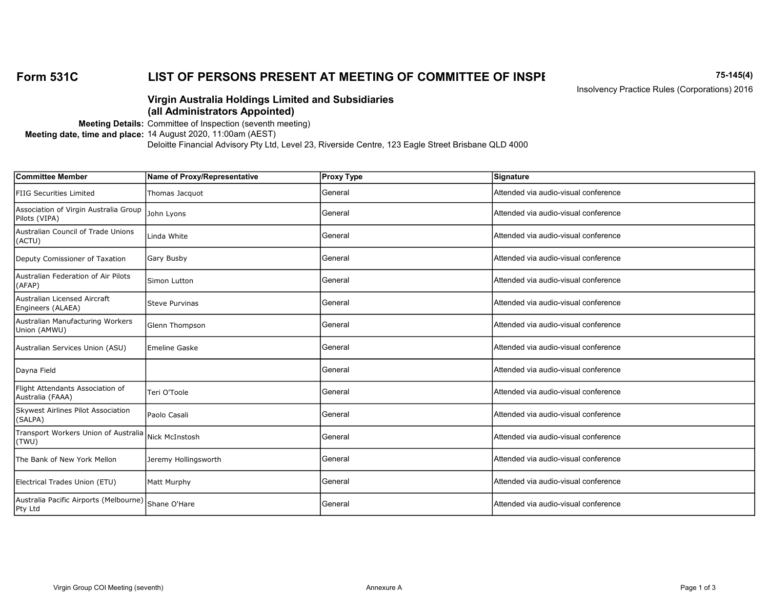**Form 531C** **LIST OF PERSONS PRESENT AT MEETING OF COMMITTEE OF INSPE**

**75-145(4)**
Insolvency Practice Rules (Corporations) 2016

**Virgin Australia Holdings Limited and Subsidiaries**
**(all Administrators Appointed)**

**Meeting Details:** Committee of Inspection (seventh meeting)
**Meeting date, time and place:** 14 August 2020, 11:00am (AEST)
Deloitte Financial Advisory Pty Ltd, Level 23, Riverside Centre, 123 Eagle Street Brisbane QLD 4000

| Committee Member | Name of Proxy/Representative | Proxy Type | Signature |
|---|---|---|---|
| FIIG Securities Limited | Thomas Jacquot | General | Attended via audio-visual conference |
| Association of Virgin Australia Group Pilots (VIPA) | John Lyons | General | Attended via audio-visual conference |
| Australian Council of Trade Unions (ACTU) | Linda White | General | Attended via audio-visual conference |
| Deputy Comissioner of Taxation | Gary Busby | General | Attended via audio-visual conference |
| Australian Federation of Air Pilots (AFAP) | Simon Lutton | General | Attended via audio-visual conference |
| Australian Licensed Aircraft Engineers (ALAEA) | Steve Purvinas | General | Attended via audio-visual conference |
| Australian Manufacturing Workers Union (AMWU) | Glenn Thompson | General | Attended via audio-visual conference |
| Australian Services Union (ASU) | Emeline Gaske | General | Attended via audio-visual conference |
| Dayna Field | | General | Attended via audio-visual conference |
| Flight Attendants Association of Australia (FAAA) | Teri O'Toole | General | Attended via audio-visual conference |
| Skywest Airlines Pilot Association (SALPA) | Paolo Casali | General | Attended via audio-visual conference |
| Transport Workers Union of Australia (TWU) | Nick McInstosh | General | Attended via audio-visual conference |
| The Bank of New York Mellon | Jeremy Hollingsworth | General | Attended via audio-visual conference |
| Electrical Trades Union (ETU) | Matt Murphy | General | Attended via audio-visual conference |
| Australia Pacific Airports (Melbourne) Pty Ltd | Shane O'Hare | General | Attended via audio-visual conference |

Annexure A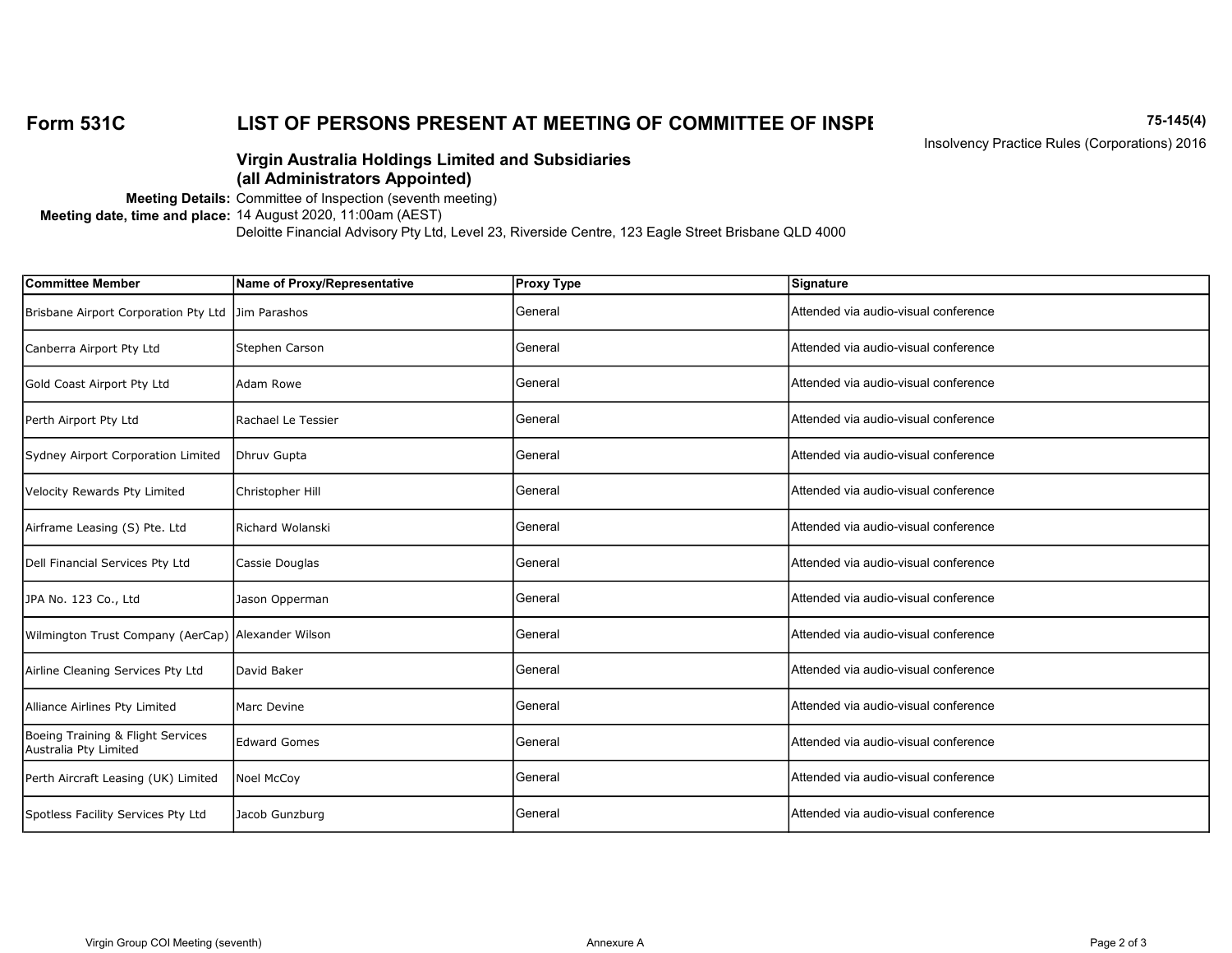**Form 531C** — **LIST OF PERSONS PRESENT AT MEETING OF COMMITTEE OF INSPE**

**75-145(4)**
Insolvency Practice Rules (Corporations) 2016

**Virgin Australia Holdings Limited and Subsidiaries**
**(all Administrators Appointed)**

**Meeting Details:** Committee of Inspection (seventh meeting)
**Meeting date, time and place:** 14 August 2020, 11:00am (AEST)
Deloitte Financial Advisory Pty Ltd, Level 23, Riverside Centre, 123 Eagle Street Brisbane QLD 4000

| Committee Member | Name of Proxy/Representative | Proxy Type | Signature |
|---|---|---|---|
| Brisbane Airport Corporation Pty Ltd | Jim Parashos | General | Attended via audio-visual conference |
| Canberra Airport Pty Ltd | Stephen Carson | General | Attended via audio-visual conference |
| Gold Coast Airport Pty Ltd | Adam Rowe | General | Attended via audio-visual conference |
| Perth Airport Pty Ltd | Rachael Le Tessier | General | Attended via audio-visual conference |
| Sydney Airport Corporation Limited | Dhruv Gupta | General | Attended via audio-visual conference |
| Velocity Rewards Pty Limited | Christopher Hill | General | Attended via audio-visual conference |
| Airframe Leasing (S) Pte. Ltd | Richard Wolanski | General | Attended via audio-visual conference |
| Dell Financial Services Pty Ltd | Cassie Douglas | General | Attended via audio-visual conference |
| JPA No. 123 Co., Ltd | Jason Opperman | General | Attended via audio-visual conference |
| Wilmington Trust Company (AerCap) | Alexander Wilson | General | Attended via audio-visual conference |
| Airline Cleaning Services Pty Ltd | David Baker | General | Attended via audio-visual conference |
| Alliance Airlines Pty Limited | Marc Devine | General | Attended via audio-visual conference |
| Boeing Training & Flight Services Australia Pty Limited | Edward Gomes | General | Attended via audio-visual conference |
| Perth Aircraft Leasing (UK) Limited | Noel McCoy | General | Attended via audio-visual conference |
| Spotless Facility Services Pty Ltd | Jacob Gunzburg | General | Attended via audio-visual conference |

Virgin Group COI Meeting (seventh) — Annexure A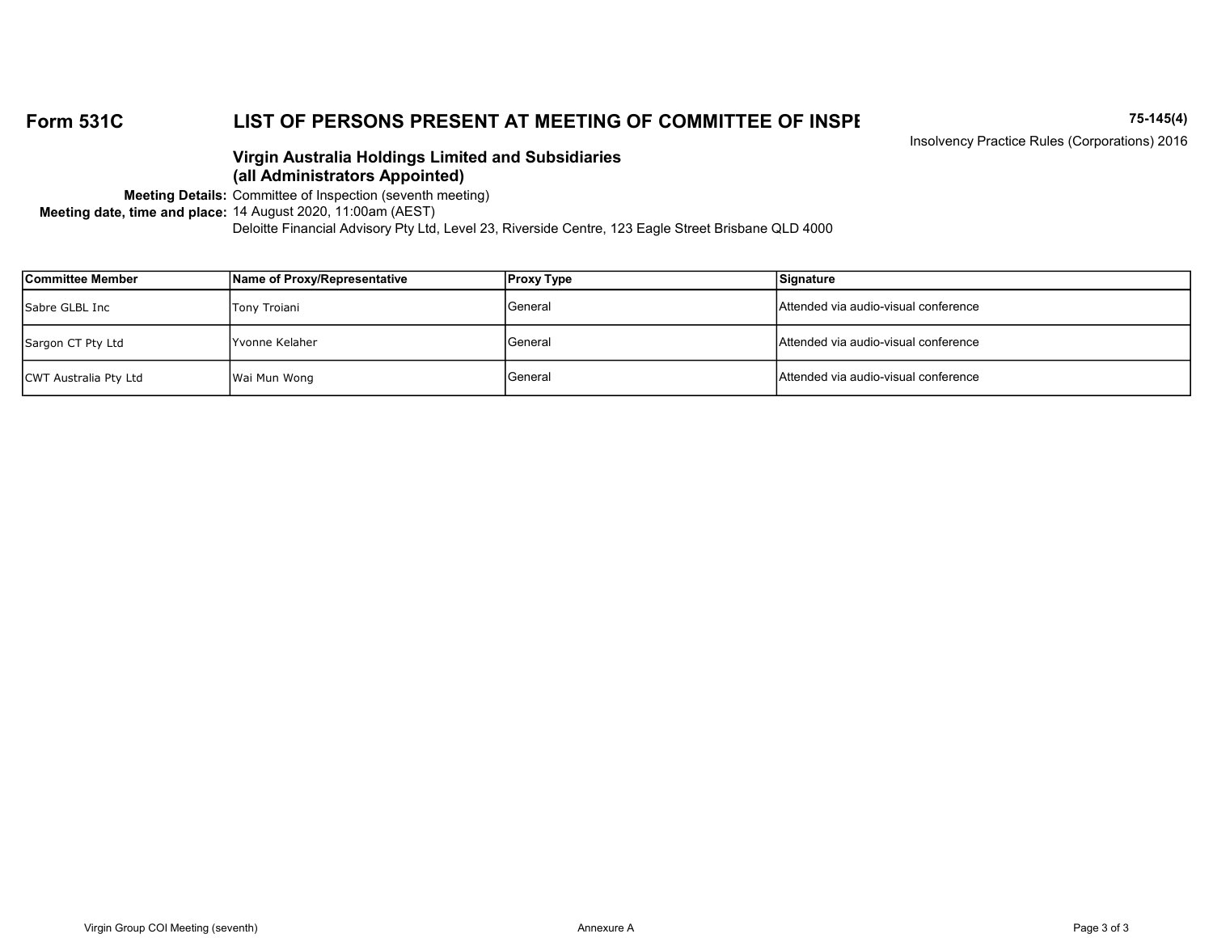**Form 531C** **LIST OF PERSONS PRESENT AT MEETING OF COMMITTEE OF INSPE**

**75-145(4)**
Insolvency Practice Rules (Corporations) 2016

**Virgin Australia Holdings Limited and Subsidiaries**
**(all Administrators Appointed)**

**Meeting Details:** Committee of Inspection (seventh meeting)
**Meeting date, time and place:** 14 August 2020, 11:00am (AEST)
Deloitte Financial Advisory Pty Ltd, Level 23, Riverside Centre, 123 Eagle Street Brisbane QLD 4000

| Committee Member | Name of Proxy/Representative | Proxy Type | Signature |
|---|---|---|---|
| Sabre GLBL Inc | Tony Troiani | General | Attended via audio-visual conference |
| Sargon CT Pty Ltd | Yvonne Kelaher | General | Attended via audio-visual conference |
| CWT Australia Pty Ltd | Wai Mun Wong | General | Attended via audio-visual conference |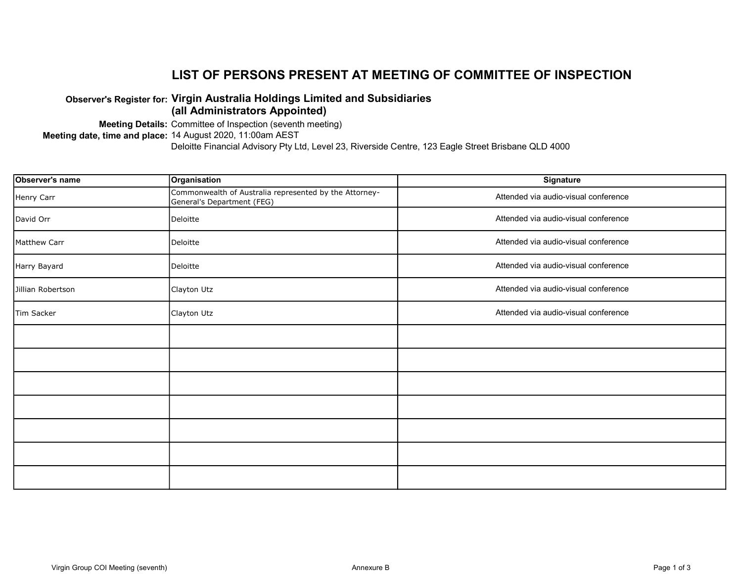# LIST OF PERSONS PRESENT AT MEETING OF COMMITTEE OF INSPECTION

**Observer's Register for:** **Virgin Australia Holdings Limited and Subsidiaries (all Administrators Appointed)**

**Meeting Details:** Committee of Inspection (seventh meeting)

**Meeting date, time and place:** 14 August 2020, 11:00am AEST
Deloitte Financial Advisory Pty Ltd, Level 23, Riverside Centre, 123 Eagle Street Brisbane QLD 4000

| Observer's name | Organisation | Signature |
|---|---|---|
| Henry Carr | Commonwealth of Australia represented by the Attorney-General's Department (FEG) | Attended via audio-visual conference |
| David Orr | Deloitte | Attended via audio-visual conference |
| Matthew Carr | Deloitte | Attended via audio-visual conference |
| Harry Bayard | Deloitte | Attended via audio-visual conference |
| Jillian Robertson | Clayton Utz | Attended via audio-visual conference |
| Tim Sacker | Clayton Utz | Attended via audio-visual conference |
| | | |
| | | |
| | | |
| | | |
| | | |
| | | |
| | | |

Virgin Group COI Meeting (seventh) Annexure B